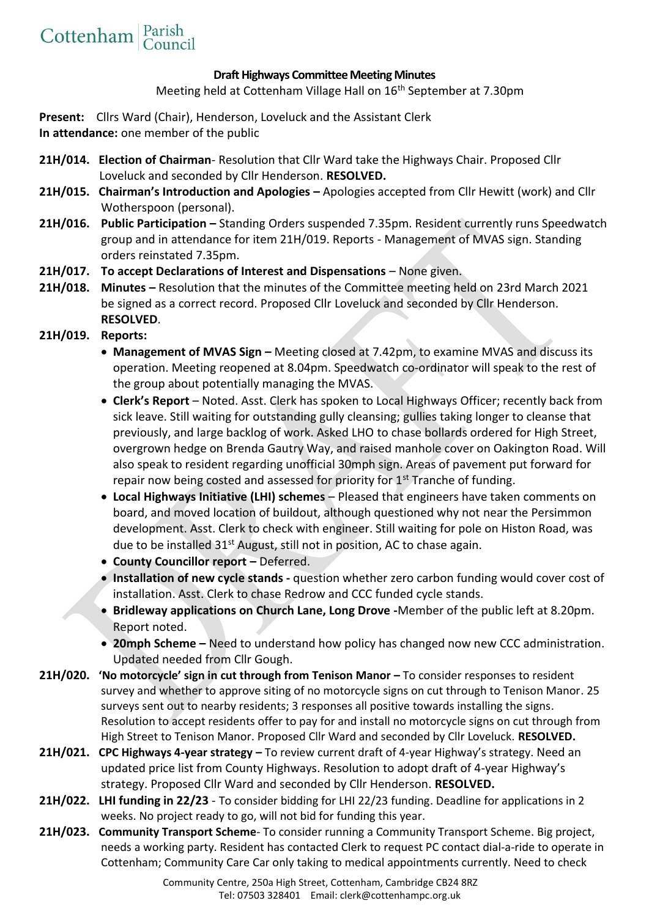Cottenham Parish Council

**Draft Highways Committee Meeting Minutes**

Meeting held at Cottenham Village Hall on 16th September at 7.30pm

**Present:** Cllrs Ward (Chair), Henderson, Loveluck and the Assistant Clerk
**In attendance:** one member of the public

**21H/014. Election of Chairman**- Resolution that Cllr Ward take the Highways Chair. Proposed Cllr Loveluck and seconded by Cllr Henderson. **RESOLVED.**

**21H/015. Chairman's Introduction and Apologies –** Apologies accepted from Cllr Hewitt (work) and Cllr Wotherspoon (personal).

**21H/016. Public Participation –** Standing Orders suspended 7.35pm. Resident currently runs Speedwatch group and in attendance for item 21H/019. Reports - Management of MVAS sign. Standing orders reinstated 7.35pm.

**21H/017. To accept Declarations of Interest and Dispensations** – None given.

**21H/018. Minutes –** Resolution that the minutes of the Committee meeting held on 23rd March 2021 be signed as a correct record. Proposed Cllr Loveluck and seconded by Cllr Henderson. **RESOLVED**.

**21H/019. Reports:**

- **Management of MVAS Sign –** Meeting closed at 7.42pm, to examine MVAS and discuss its operation. Meeting reopened at 8.04pm. Speedwatch co-ordinator will speak to the rest of the group about potentially managing the MVAS.
- **Clerk's Report** – Noted. Asst. Clerk has spoken to Local Highways Officer; recently back from sick leave. Still waiting for outstanding gully cleansing; gullies taking longer to cleanse that previously, and large backlog of work. Asked LHO to chase bollards ordered for High Street, overgrown hedge on Brenda Gautry Way, and raised manhole cover on Oakington Road. Will also speak to resident regarding unofficial 30mph sign. Areas of pavement put forward for repair now being costed and assessed for priority for 1st Tranche of funding.
- **Local Highways Initiative (LHI) schemes** – Pleased that engineers have taken comments on board, and moved location of buildout, although questioned why not near the Persimmon development. Asst. Clerk to check with engineer. Still waiting for pole on Histon Road, was due to be installed 31st August, still not in position, AC to chase again.
- **County Councillor report –** Deferred.
- **Installation of new cycle stands -** question whether zero carbon funding would cover cost of installation. Asst. Clerk to chase Redrow and CCC funded cycle stands.
- **Bridleway applications on Church Lane, Long Drove -**Member of the public left at 8.20pm. Report noted.
- **20mph Scheme –** Need to understand how policy has changed now new CCC administration. Updated needed from Cllr Gough.

**21H/020. 'No motorcycle' sign in cut through from Tenison Manor –** To consider responses to resident survey and whether to approve siting of no motorcycle signs on cut through to Tenison Manor. 25 surveys sent out to nearby residents; 3 responses all positive towards installing the signs. Resolution to accept residents offer to pay for and install no motorcycle signs on cut through from High Street to Tenison Manor. Proposed Cllr Ward and seconded by Cllr Loveluck. **RESOLVED.**

**21H/021. CPC Highways 4-year strategy –** To review current draft of 4-year Highway's strategy. Need an updated price list from County Highways. Resolution to adopt draft of 4-year Highway's strategy. Proposed Cllr Ward and seconded by Cllr Henderson. **RESOLVED.**

**21H/022. LHI funding in 22/23** - To consider bidding for LHI 22/23 funding. Deadline for applications in 2 weeks. No project ready to go, will not bid for funding this year.

**21H/023. Community Transport Scheme**- To consider running a Community Transport Scheme. Big project, needs a working party. Resident has contacted Clerk to request PC contact dial-a-ride to operate in Cottenham; Community Care Car only taking to medical appointments currently. Need to check

Community Centre, 250a High Street, Cottenham, Cambridge CB24 8RZ
Tel: 07503 328401 Email: clerk@cottenhampc.org.uk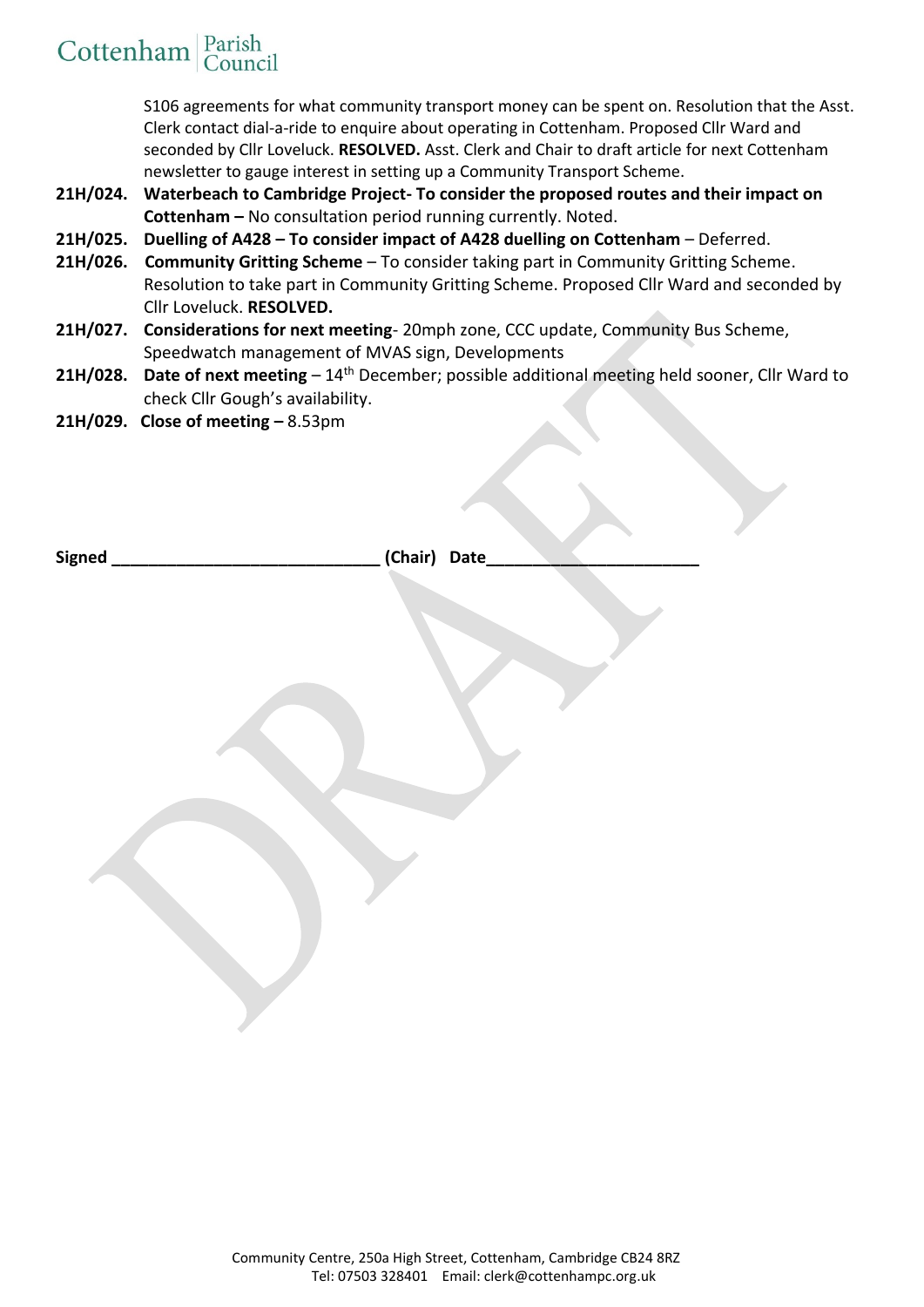S106 agreements for what community transport money can be spent on. Resolution that the Asst. Clerk contact dial-a-ride to enquire about operating in Cottenham. Proposed Cllr Ward and seconded by Cllr Loveluck. **RESOLVED.** Asst. Clerk and Chair to draft article for next Cottenham newsletter to gauge interest in setting up a Community Transport Scheme.

**21H/024. Waterbeach to Cambridge Project- To consider the proposed routes and their impact on Cottenham –** No consultation period running currently. Noted.

**21H/025. Duelling of A428 – To consider impact of A428 duelling on Cottenham** – Deferred.

**21H/026. Community Gritting Scheme** – To consider taking part in Community Gritting Scheme. Resolution to take part in Community Gritting Scheme. Proposed Cllr Ward and seconded by Cllr Loveluck. **RESOLVED.**

**21H/027. Considerations for next meeting**- 20mph zone, CCC update, Community Bus Scheme, Speedwatch management of MVAS sign, Developments

**21H/028. Date of next meeting** – 14th December; possible additional meeting held sooner, Cllr Ward to check Cllr Gough's availability.

**21H/029. Close of meeting –** 8.53pm

**Signed** _____________________________ **(Chair) Date**______________________

DRAFT